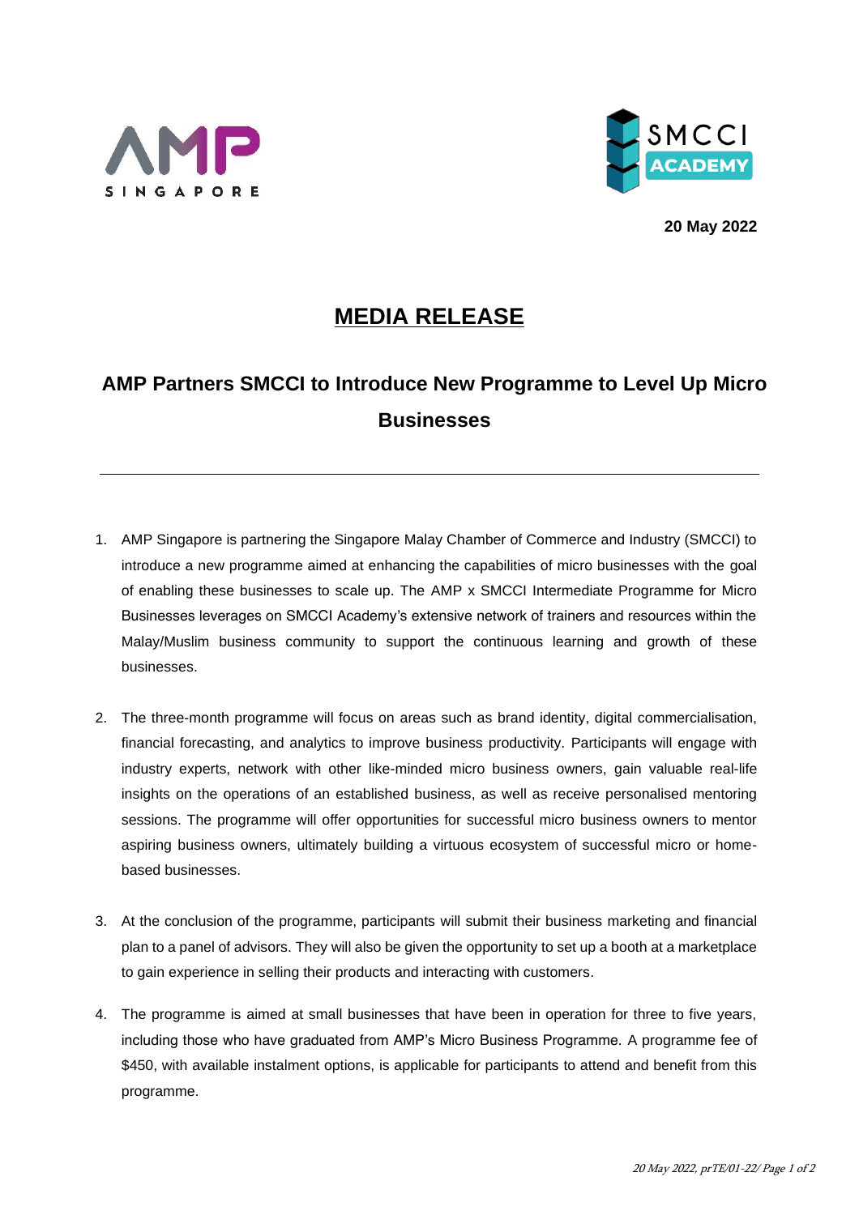20 May 2022

# MEDIA RELEASE

## AMP Partners SMCCI to Introduce New Programme to Level Up Micro Businesses

---

1. AMP Singapore is partnering the Singapore Malay Chamber of Commerce and Industry (SMCCI) to introduce a new programme aimed at enhancing the capabilities of micro businesses with the goal of enabling these businesses to scale up. The AMP x SMCCI Intermediate Programme for Micro Businesses leverages on SMCCI Academy's extensive network of trainers and resources within the Malay/Muslim business community to support the continuous learning and growth of these businesses.

2. The three-month programme will focus on areas such as brand identity, digital commercialisation, financial forecasting, and analytics to improve business productivity. Participants will engage with industry experts, network with other like-minded micro business owners, gain valuable real-life insights on the operations of an established business, as well as receive personalised mentoring sessions. The programme will offer opportunities for successful micro business owners to mentor aspiring business owners, ultimately building a virtuous ecosystem of successful micro or home-based businesses.

3. At the conclusion of the programme, participants will submit their business marketing and financial plan to a panel of advisors. They will also be given the opportunity to set up a booth at a marketplace to gain experience in selling their products and interacting with customers.

4. The programme is aimed at small businesses that have been in operation for three to five years, including those who have graduated from AMP's Micro Business Programme. A programme fee of $450, with available instalment options, is applicable for participants to attend and benefit from this programme.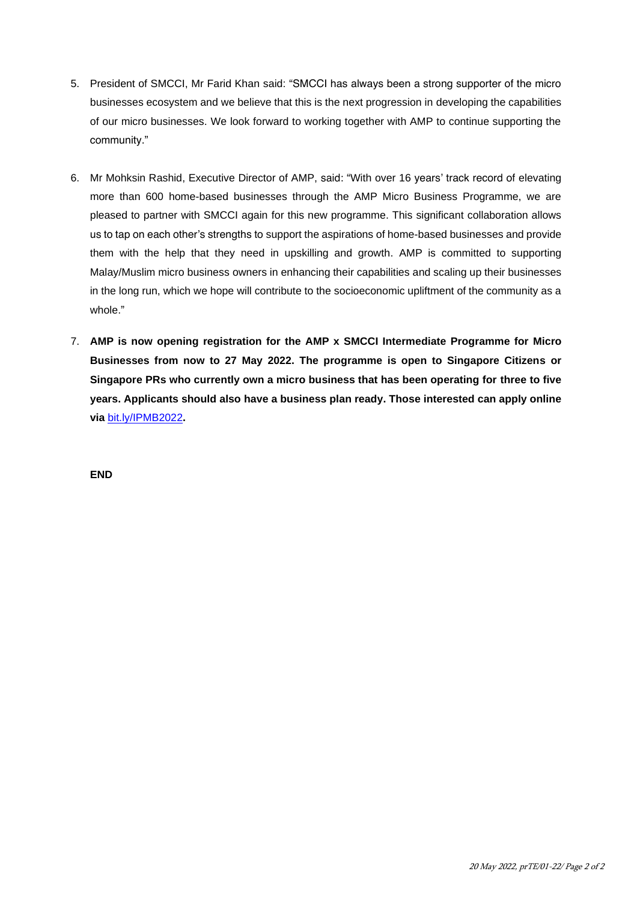5. President of SMCCI, Mr Farid Khan said: "SMCCI has always been a strong supporter of the micro businesses ecosystem and we believe that this is the next progression in developing the capabilities of our micro businesses. We look forward to working together with AMP to continue supporting the community."

6. Mr Mohksin Rashid, Executive Director of AMP, said: "With over 16 years' track record of elevating more than 600 home-based businesses through the AMP Micro Business Programme, we are pleased to partner with SMCCI again for this new programme. This significant collaboration allows us to tap on each other's strengths to support the aspirations of home-based businesses and provide them with the help that they need in upskilling and growth. AMP is committed to supporting Malay/Muslim micro business owners in enhancing their capabilities and scaling up their businesses in the long run, which we hope will contribute to the socioeconomic upliftment of the community as a whole."

7. **AMP is now opening registration for the AMP x SMCCI Intermediate Programme for Micro Businesses from now to 27 May 2022. The programme is open to Singapore Citizens or Singapore PRs who currently own a micro business that has been operating for three to five years. Applicants should also have a business plan ready. Those interested can apply online via** bit.ly/IPMB2022**.**

**END**